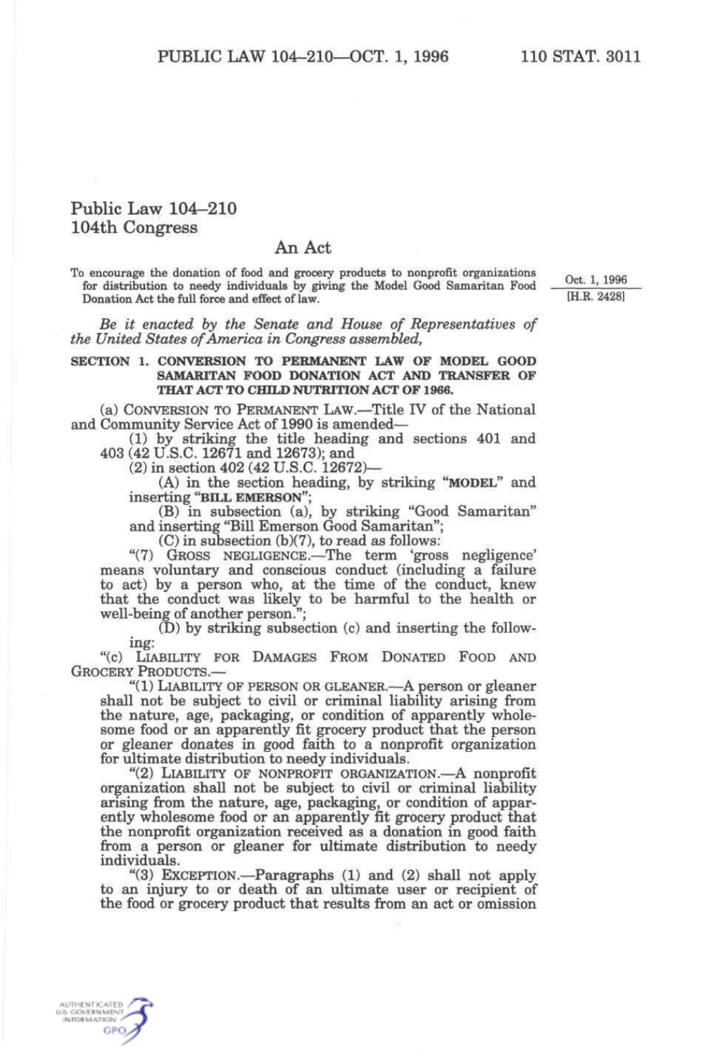# Public Law 104–210
# 104th Congress

## An Act

To encourage the donation of food and grocery products to nonprofit organizations for distribution to needy individuals by giving the Model Good Samaritan Food Donation Act the full force and effect of law.

Oct. 1, 1996
[H.R. 2428]

*Be it enacted by the Senate and House of Representatives of the United States of America in Congress assembled,*

**SECTION 1. CONVERSION TO PERMANENT LAW OF MODEL GOOD SAMARITAN FOOD DONATION ACT AND TRANSFER OF THAT ACT TO CHILD NUTRITION ACT OF 1966.**

(a) CONVERSION TO PERMANENT LAW.—Title IV of the National and Community Service Act of 1990 is amended—

(1) by striking the title heading and sections 401 and 403 (42 U.S.C. 12671 and 12673); and

(2) in section 402 (42 U.S.C. 12672)—

(A) in the section heading, by striking "**MODEL**" and inserting "**BILL EMERSON**";

(B) in subsection (a), by striking "Good Samaritan" and inserting "Bill Emerson Good Samaritan";

(C) in subsection (b)(7), to read as follows:

"(7) GROSS NEGLIGENCE.—The term 'gross negligence' means voluntary and conscious conduct (including a failure to act) by a person who, at the time of the conduct, knew that the conduct was likely to be harmful to the health or well-being of another person.";

(D) by striking subsection (c) and inserting the following:

"(c) LIABILITY FOR DAMAGES FROM DONATED FOOD AND GROCERY PRODUCTS.—

"(1) LIABILITY OF PERSON OR GLEANER.—A person or gleaner shall not be subject to civil or criminal liability arising from the nature, age, packaging, or condition of apparently wholesome food or an apparently fit grocery product that the person or gleaner donates in good faith to a nonprofit organization for ultimate distribution to needy individuals.

"(2) LIABILITY OF NONPROFIT ORGANIZATION.—A nonprofit organization shall not be subject to civil or criminal liability arising from the nature, age, packaging, or condition of apparently wholesome food or an apparently fit grocery product that the nonprofit organization received as a donation in good faith from a person or gleaner for ultimate distribution to needy individuals.

"(3) EXCEPTION.—Paragraphs (1) and (2) shall not apply to an injury to or death of an ultimate user or recipient of the food or grocery product that results from an act or omission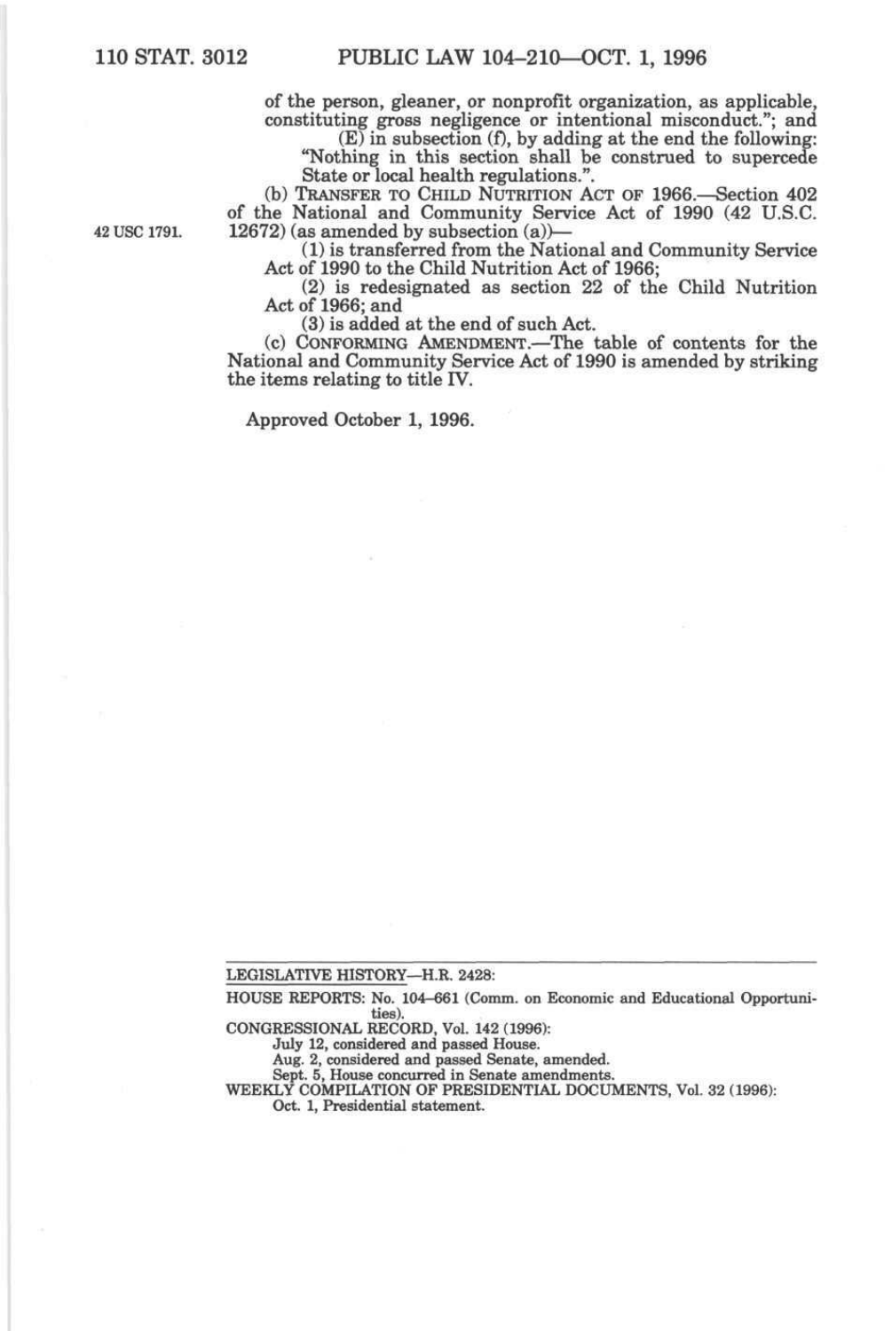of the person, gleaner, or nonprofit organization, as applicable, constituting gross negligence or intentional misconduct."; and

(E) in subsection (f), by adding at the end the following: "Nothing in this section shall be construed to supercede State or local health regulations.".

(b) TRANSFER TO CHILD NUTRITION ACT OF 1966.—Section 402 of the National and Community Service Act of 1990 (42 U.S.C. 12672) (as amended by subsection (a))—

42 USC 1791.

(1) is transferred from the National and Community Service Act of 1990 to the Child Nutrition Act of 1966;

(2) is redesignated as section 22 of the Child Nutrition Act of 1966; and

(3) is added at the end of such Act.

(c) CONFORMING AMENDMENT.—The table of contents for the National and Community Service Act of 1990 is amended by striking the items relating to title IV.

Approved October 1, 1996.

---

LEGISLATIVE HISTORY—H.R. 2428:

HOUSE REPORTS: No. 104–661 (Comm. on Economic and Educational Opportunities).

CONGRESSIONAL RECORD, Vol. 142 (1996):

- July 12, considered and passed House.
- Aug. 2, considered and passed Senate, amended.
- Sept. 5, House concurred in Senate amendments.

WEEKLY COMPILATION OF PRESIDENTIAL DOCUMENTS, Vol. 32 (1996):

- Oct. 1, Presidential statement.